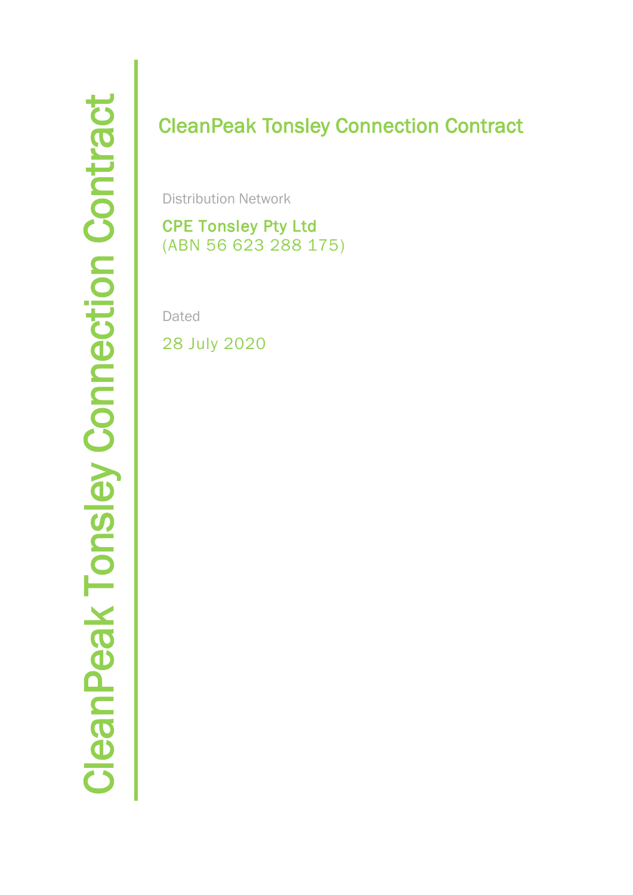# CleanPeak Tonsley Connection Contract

Distribution Network

**CPE Tonsley Pty Ltd**
(ABN 56 623 288 175)

Dated

28 July 2020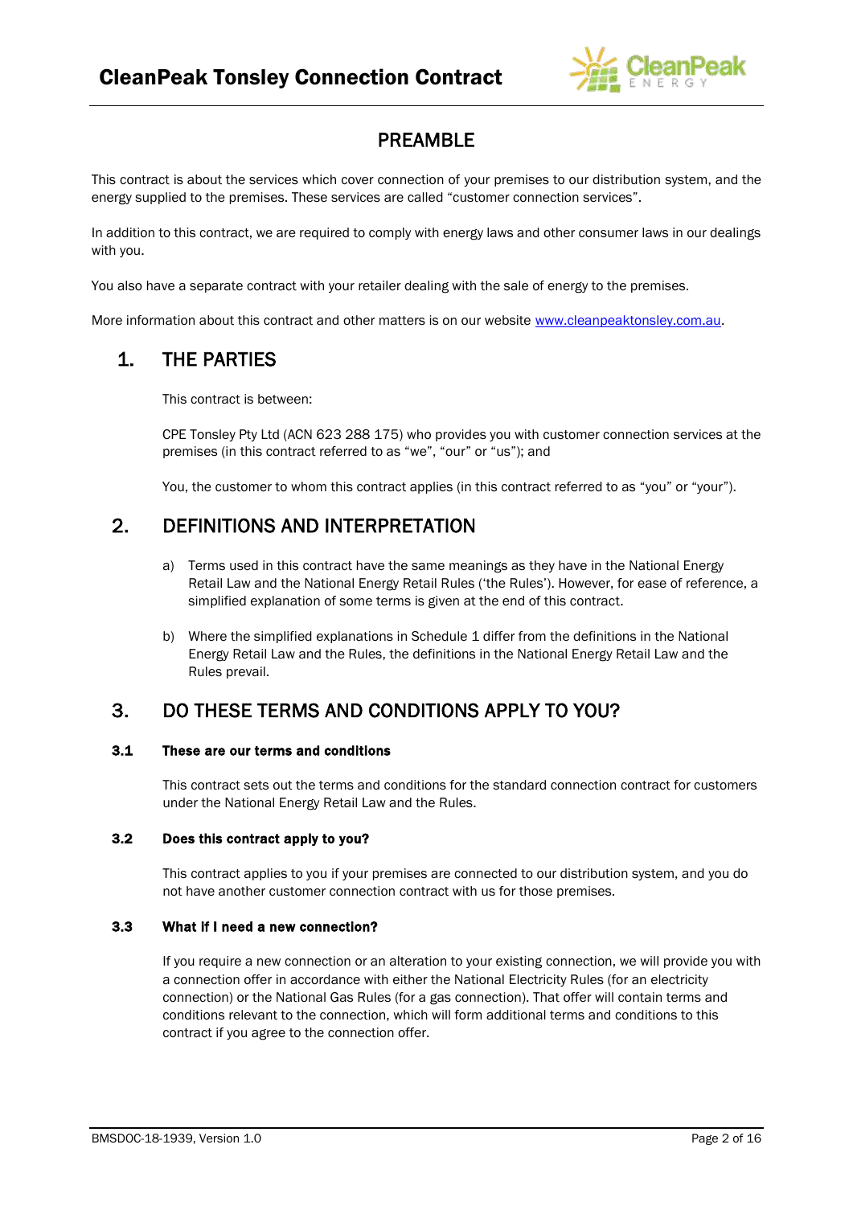# PREAMBLE

This contract is about the services which cover connection of your premises to our distribution system, and the energy supplied to the premises. These services are called “customer connection services”.

In addition to this contract, we are required to comply with energy laws and other consumer laws in our dealings with you.

You also have a separate contract with your retailer dealing with the sale of energy to the premises.

More information about this contract and other matters is on our website www.cleanpeaktonsley.com.au.

## 1. THE PARTIES

This contract is between:

CPE Tonsley Pty Ltd (ACN 623 288 175) who provides you with customer connection services at the premises (in this contract referred to as “we”, “our” or “us”); and

You, the customer to whom this contract applies (in this contract referred to as “you” or “your”).

## 2. DEFINITIONS AND INTERPRETATION

a) Terms used in this contract have the same meanings as they have in the National Energy Retail Law and the National Energy Retail Rules (‘the Rules’). However, for ease of reference, a simplified explanation of some terms is given at the end of this contract.

b) Where the simplified explanations in Schedule 1 differ from the definitions in the National Energy Retail Law and the Rules, the definitions in the National Energy Retail Law and the Rules prevail.

## 3. DO THESE TERMS AND CONDITIONS APPLY TO YOU?

### 3.1 These are our terms and conditions

This contract sets out the terms and conditions for the standard connection contract for customers under the National Energy Retail Law and the Rules.

### 3.2 Does this contract apply to you?

This contract applies to you if your premises are connected to our distribution system, and you do not have another customer connection contract with us for those premises.

### 3.3 What if I need a new connection?

If you require a new connection or an alteration to your existing connection, we will provide you with a connection offer in accordance with either the National Electricity Rules (for an electricity connection) or the National Gas Rules (for a gas connection). That offer will contain terms and conditions relevant to the connection, which will form additional terms and conditions to this contract if you agree to the connection offer.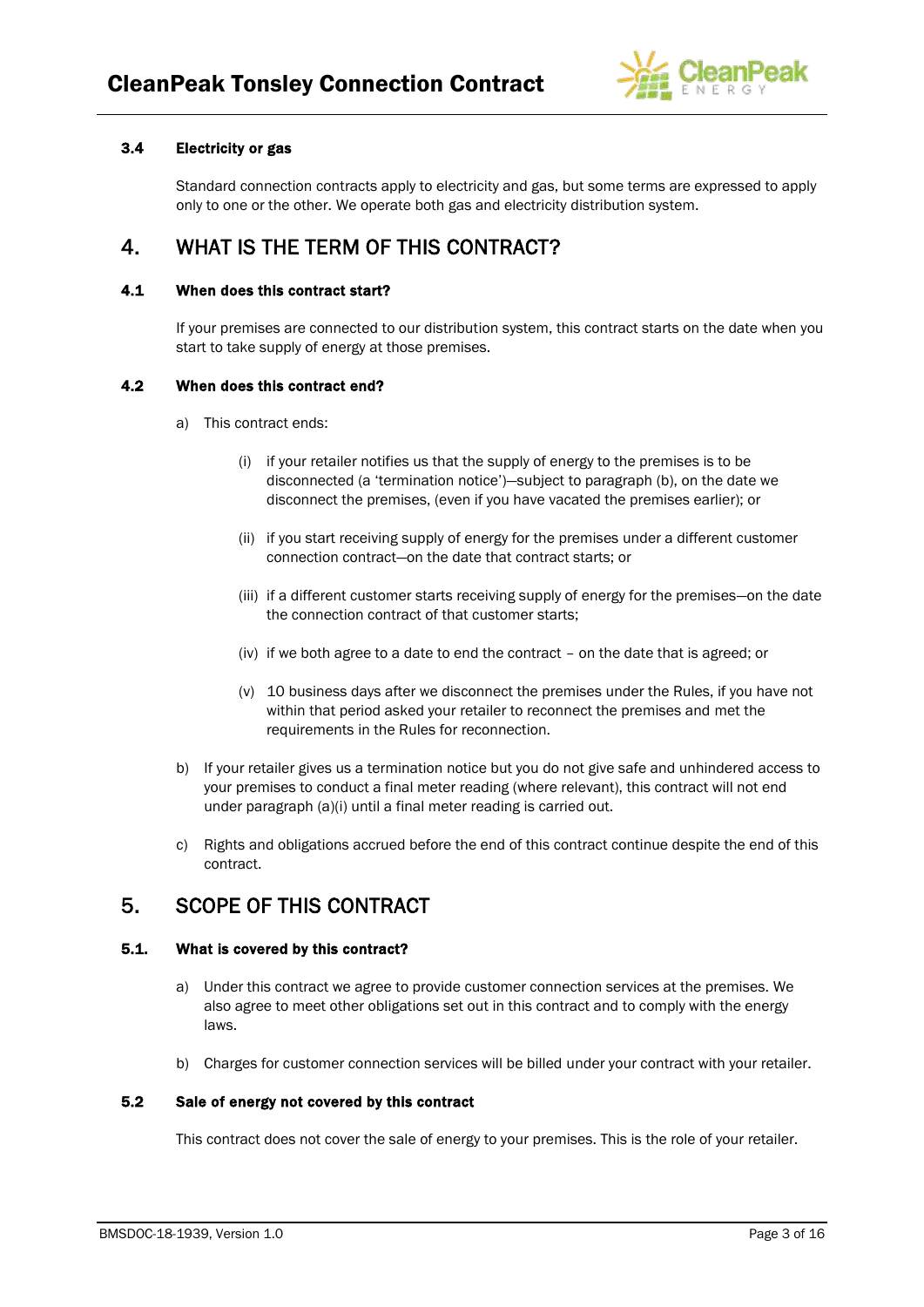### 3.4 Electricity or gas

Standard connection contracts apply to electricity and gas, but some terms are expressed to apply only to one or the other. We operate both gas and electricity distribution system.

## 4. WHAT IS THE TERM OF THIS CONTRACT?

### 4.1 When does this contract start?

If your premises are connected to our distribution system, this contract starts on the date when you start to take supply of energy at those premises.

### 4.2 When does this contract end?

a) This contract ends:

   (i) if your retailer notifies us that the supply of energy to the premises is to be disconnected (a 'termination notice')—subject to paragraph (b), on the date we disconnect the premises, (even if you have vacated the premises earlier); or

   (ii) if you start receiving supply of energy for the premises under a different customer connection contract—on the date that contract starts; or

   (iii) if a different customer starts receiving supply of energy for the premises—on the date the connection contract of that customer starts;

   (iv) if we both agree to a date to end the contract – on the date that is agreed; or

   (v) 10 business days after we disconnect the premises under the Rules, if you have not within that period asked your retailer to reconnect the premises and met the requirements in the Rules for reconnection.

b) If your retailer gives us a termination notice but you do not give safe and unhindered access to your premises to conduct a final meter reading (where relevant), this contract will not end under paragraph (a)(i) until a final meter reading is carried out.

c) Rights and obligations accrued before the end of this contract continue despite the end of this contract.

## 5. SCOPE OF THIS CONTRACT

### 5.1. What is covered by this contract?

a) Under this contract we agree to provide customer connection services at the premises. We also agree to meet other obligations set out in this contract and to comply with the energy laws.

b) Charges for customer connection services will be billed under your contract with your retailer.

### 5.2 Sale of energy not covered by this contract

This contract does not cover the sale of energy to your premises. This is the role of your retailer.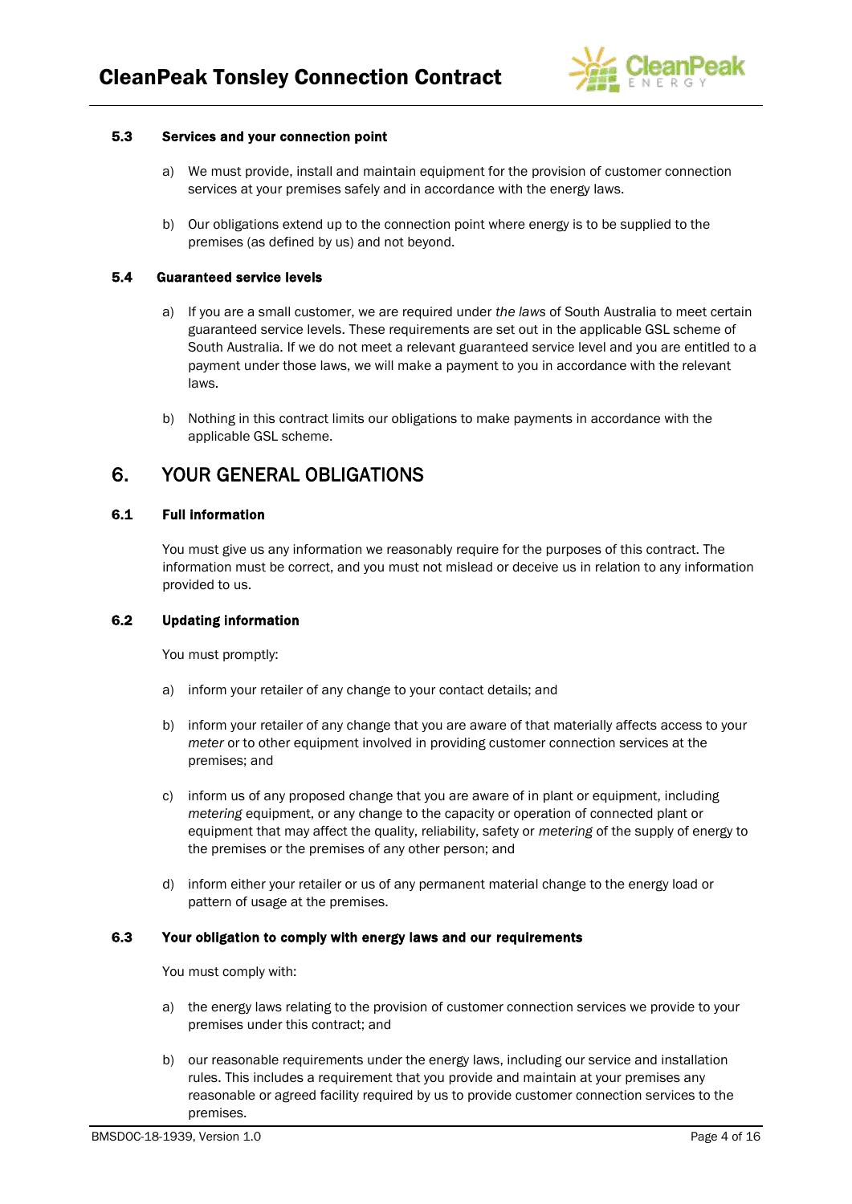### 5.3 Services and your connection point

a) We must provide, install and maintain equipment for the provision of customer connection services at your premises safely and in accordance with the energy laws.

b) Our obligations extend up to the connection point where energy is to be supplied to the premises (as defined by us) and not beyond.

### 5.4 Guaranteed service levels

a) If you are a small customer, we are required under *the laws* of South Australia to meet certain guaranteed service levels. These requirements are set out in the applicable GSL scheme of South Australia. If we do not meet a relevant guaranteed service level and you are entitled to a payment under those laws, we will make a payment to you in accordance with the relevant laws.

b) Nothing in this contract limits our obligations to make payments in accordance with the applicable GSL scheme.

## 6. YOUR GENERAL OBLIGATIONS

### 6.1 Full information

You must give us any information we reasonably require for the purposes of this contract. The information must be correct, and you must not mislead or deceive us in relation to any information provided to us.

### 6.2 Updating information

You must promptly:

a) inform your retailer of any change to your contact details; and

b) inform your retailer of any change that you are aware of that materially affects access to your *meter* or to other equipment involved in providing customer connection services at the premises; and

c) inform us of any proposed change that you are aware of in plant or equipment, including *metering* equipment, or any change to the capacity or operation of connected plant or equipment that may affect the quality, reliability, safety or *metering* of the supply of energy to the premises or the premises of any other person; and

d) inform either your retailer or us of any permanent material change to the energy load or pattern of usage at the premises.

### 6.3 Your obligation to comply with energy laws and our requirements

You must comply with:

a) the energy laws relating to the provision of customer connection services we provide to your premises under this contract; and

b) our reasonable requirements under the energy laws, including our service and installation rules. This includes a requirement that you provide and maintain at your premises any reasonable or agreed facility required by us to provide customer connection services to the premises.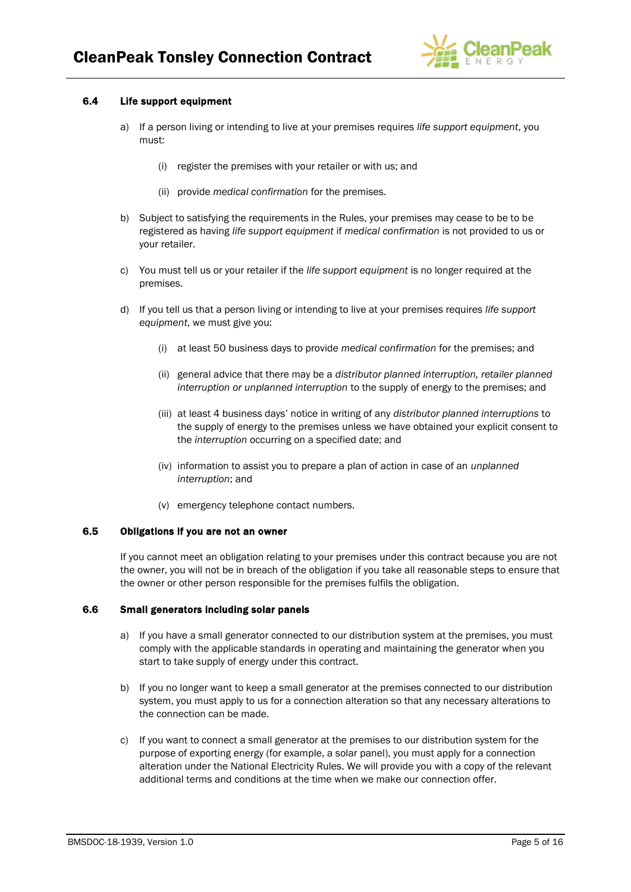### 6.4 Life support equipment

a) If a person living or intending to live at your premises requires *life support equipment*, you must:

   (i) register the premises with your retailer or with us; and

   (ii) provide *medical confirmation* for the premises.

b) Subject to satisfying the requirements in the Rules, your premises may cease to be to be registered as having *life support equipment* if *medical confirmation* is not provided to us or your retailer.

c) You must tell us or your retailer if the *life support equipment* is no longer required at the premises.

d) If you tell us that a person living or intending to live at your premises requires *life support equipment*, we must give you:

   (i) at least 50 business days to provide *medical confirmation* for the premises; and

   (ii) general advice that there may be a *distributor planned interruption, retailer planned interruption or unplanned interruption* to the supply of energy to the premises; and

   (iii) at least 4 business days' notice in writing of any *distributor planned interruptions* to the supply of energy to the premises unless we have obtained your explicit consent to the *interruption* occurring on a specified date; and

   (iv) information to assist you to prepare a plan of action in case of an *unplanned interruption*; and

   (v) emergency telephone contact numbers.

### 6.5 Obligations if you are not an owner

If you cannot meet an obligation relating to your premises under this contract because you are not the owner, you will not be in breach of the obligation if you take all reasonable steps to ensure that the owner or other person responsible for the premises fulfils the obligation.

### 6.6 Small generators including solar panels

a) If you have a small generator connected to our distribution system at the premises, you must comply with the applicable standards in operating and maintaining the generator when you start to take supply of energy under this contract.

b) If you no longer want to keep a small generator at the premises connected to our distribution system, you must apply to us for a connection alteration so that any necessary alterations to the connection can be made.

c) If you want to connect a small generator at the premises to our distribution system for the purpose of exporting energy (for example, a solar panel), you must apply for a connection alteration under the National Electricity Rules. We will provide you with a copy of the relevant additional terms and conditions at the time when we make our connection offer.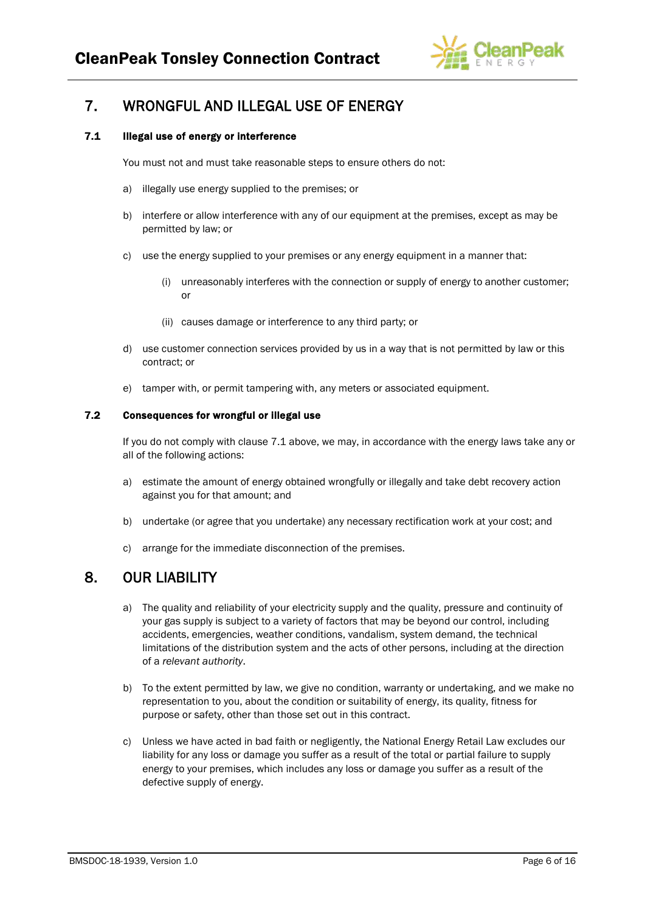## 7. WRONGFUL AND ILLEGAL USE OF ENERGY

### 7.1 Illegal use of energy or interference

You must not and must take reasonable steps to ensure others do not:

a) illegally use energy supplied to the premises; or

b) interfere or allow interference with any of our equipment at the premises, except as may be permitted by law; or

c) use the energy supplied to your premises or any energy equipment in a manner that:

   (i) unreasonably interferes with the connection or supply of energy to another customer; or

   (ii) causes damage or interference to any third party; or

d) use customer connection services provided by us in a way that is not permitted by law or this contract; or

e) tamper with, or permit tampering with, any meters or associated equipment.

### 7.2 Consequences for wrongful or illegal use

If you do not comply with clause 7.1 above, we may, in accordance with the energy laws take any or all of the following actions:

a) estimate the amount of energy obtained wrongfully or illegally and take debt recovery action against you for that amount; and

b) undertake (or agree that you undertake) any necessary rectification work at your cost; and

c) arrange for the immediate disconnection of the premises.

## 8. OUR LIABILITY

a) The quality and reliability of your electricity supply and the quality, pressure and continuity of your gas supply is subject to a variety of factors that may be beyond our control, including accidents, emergencies, weather conditions, vandalism, system demand, the technical limitations of the distribution system and the acts of other persons, including at the direction of a *relevant authority*.

b) To the extent permitted by law, we give no condition, warranty or undertaking, and we make no representation to you, about the condition or suitability of energy, its quality, fitness for purpose or safety, other than those set out in this contract.

c) Unless we have acted in bad faith or negligently, the National Energy Retail Law excludes our liability for any loss or damage you suffer as a result of the total or partial failure to supply energy to your premises, which includes any loss or damage you suffer as a result of the defective supply of energy.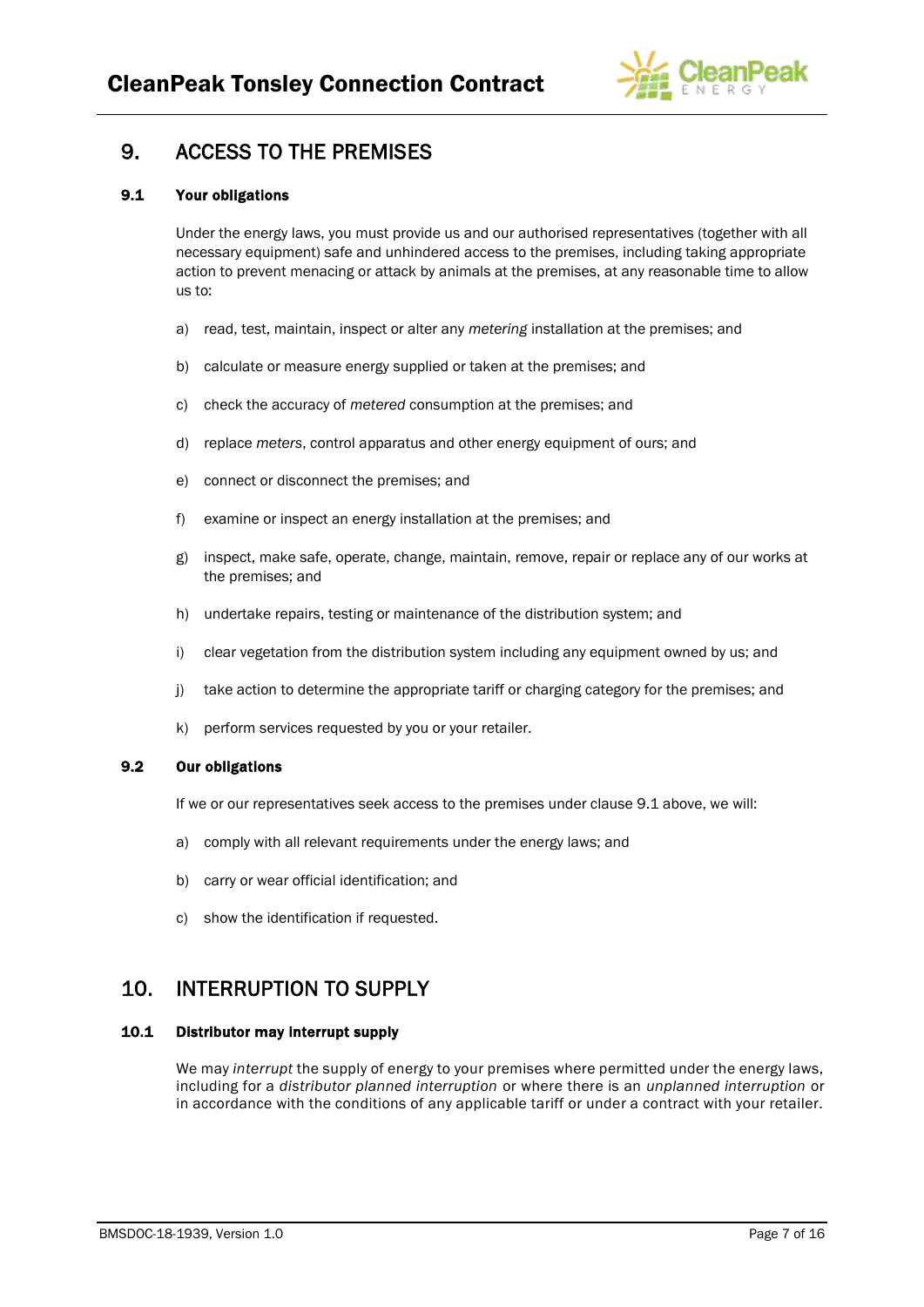## 9. ACCESS TO THE PREMISES

### 9.1 Your obligations

Under the energy laws, you must provide us and our authorised representatives (together with all necessary equipment) safe and unhindered access to the premises, including taking appropriate action to prevent menacing or attack by animals at the premises, at any reasonable time to allow us to:

a) read, test, maintain, inspect or alter any *metering* installation at the premises; and

b) calculate or measure energy supplied or taken at the premises; and

c) check the accuracy of *metered* consumption at the premises; and

d) replace *meters*, control apparatus and other energy equipment of ours; and

e) connect or disconnect the premises; and

f) examine or inspect an energy installation at the premises; and

g) inspect, make safe, operate, change, maintain, remove, repair or replace any of our works at the premises; and

h) undertake repairs, testing or maintenance of the distribution system; and

i) clear vegetation from the distribution system including any equipment owned by us; and

j) take action to determine the appropriate tariff or charging category for the premises; and

k) perform services requested by you or your retailer.

### 9.2 Our obligations

If we or our representatives seek access to the premises under clause 9.1 above, we will:

a) comply with all relevant requirements under the energy laws; and

b) carry or wear official identification; and

c) show the identification if requested.

## 10. INTERRUPTION TO SUPPLY

### 10.1 Distributor may interrupt supply

We may *interrupt* the supply of energy to your premises where permitted under the energy laws, including for a *distributor planned interruption* or where there is an *unplanned interruption* or in accordance with the conditions of any applicable tariff or under a contract with your retailer.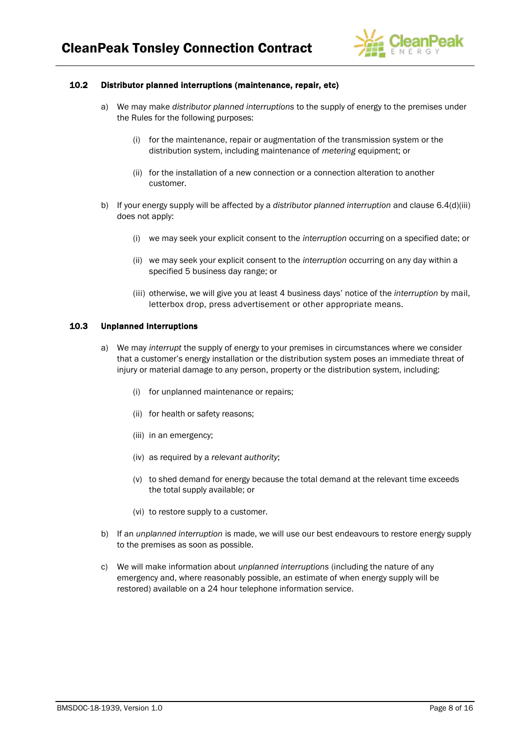### 10.2 Distributor planned interruptions (maintenance, repair, etc)

a) We may make *distributor planned interruptions* to the supply of energy to the premises under the Rules for the following purposes:

   (i) for the maintenance, repair or augmentation of the transmission system or the distribution system, including maintenance of *metering* equipment; or

   (ii) for the installation of a new connection or a connection alteration to another customer.

b) If your energy supply will be affected by a *distributor planned interruption* and clause 6.4(d)(iii) does not apply:

   (i) we may seek your explicit consent to the *interruption* occurring on a specified date; or

   (ii) we may seek your explicit consent to the *interruption* occurring on any day within a specified 5 business day range; or

   (iii) otherwise, we will give you at least 4 business days' notice of the *interruption* by mail, letterbox drop, press advertisement or other appropriate means.

### 10.3 Unplanned interruptions

a) We may *interrupt* the supply of energy to your premises in circumstances where we consider that a customer's energy installation or the distribution system poses an immediate threat of injury or material damage to any person, property or the distribution system, including:

   (i) for unplanned maintenance or repairs;

   (ii) for health or safety reasons;

   (iii) in an emergency;

   (iv) as required by a *relevant authority*;

   (v) to shed demand for energy because the total demand at the relevant time exceeds the total supply available; or

   (vi) to restore supply to a customer.

b) If an *unplanned interruption* is made, we will use our best endeavours to restore energy supply to the premises as soon as possible.

c) We will make information about *unplanned interruptions* (including the nature of any emergency and, where reasonably possible, an estimate of when energy supply will be restored) available on a 24 hour telephone information service.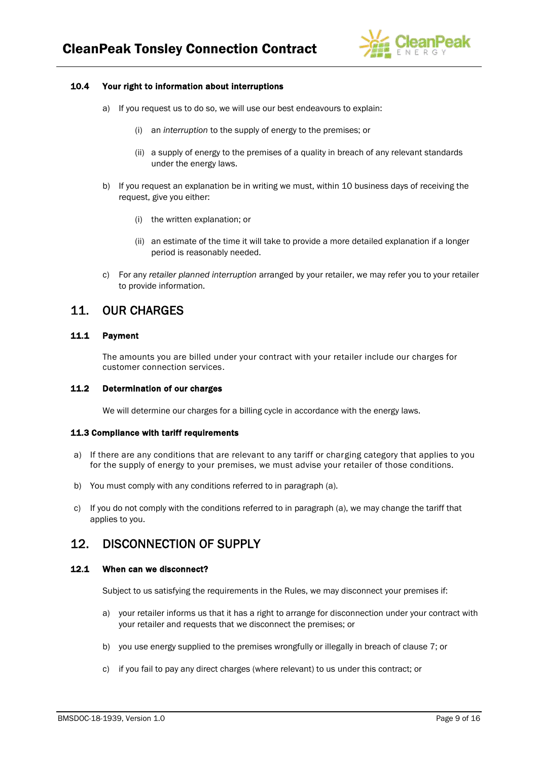### 10.4 Your right to information about interruptions

a) If you request us to do so, we will use our best endeavours to explain:

   (i) an *interruption* to the supply of energy to the premises; or

   (ii) a supply of energy to the premises of a quality in breach of any relevant standards under the energy laws.

b) If you request an explanation be in writing we must, within 10 business days of receiving the request, give you either:

   (i) the written explanation; or

   (ii) an estimate of the time it will take to provide a more detailed explanation if a longer period is reasonably needed.

c) For any *retailer planned interruption* arranged by your retailer, we may refer you to your retailer to provide information.

## 11. OUR CHARGES

### 11.1 Payment

The amounts you are billed under your contract with your retailer include our charges for customer connection services.

### 11.2 Determination of our charges

We will determine our charges for a billing cycle in accordance with the energy laws.

### 11.3 Compliance with tariff requirements

a) If there are any conditions that are relevant to any tariff or charging category that applies to you for the supply of energy to your premises, we must advise your retailer of those conditions.

b) You must comply with any conditions referred to in paragraph (a).

c) If you do not comply with the conditions referred to in paragraph (a), we may change the tariff that applies to you.

## 12. DISCONNECTION OF SUPPLY

### 12.1 When can we disconnect?

Subject to us satisfying the requirements in the Rules, we may disconnect your premises if:

a) your retailer informs us that it has a right to arrange for disconnection under your contract with your retailer and requests that we disconnect the premises; or

b) you use energy supplied to the premises wrongfully or illegally in breach of clause 7; or

c) if you fail to pay any direct charges (where relevant) to us under this contract; or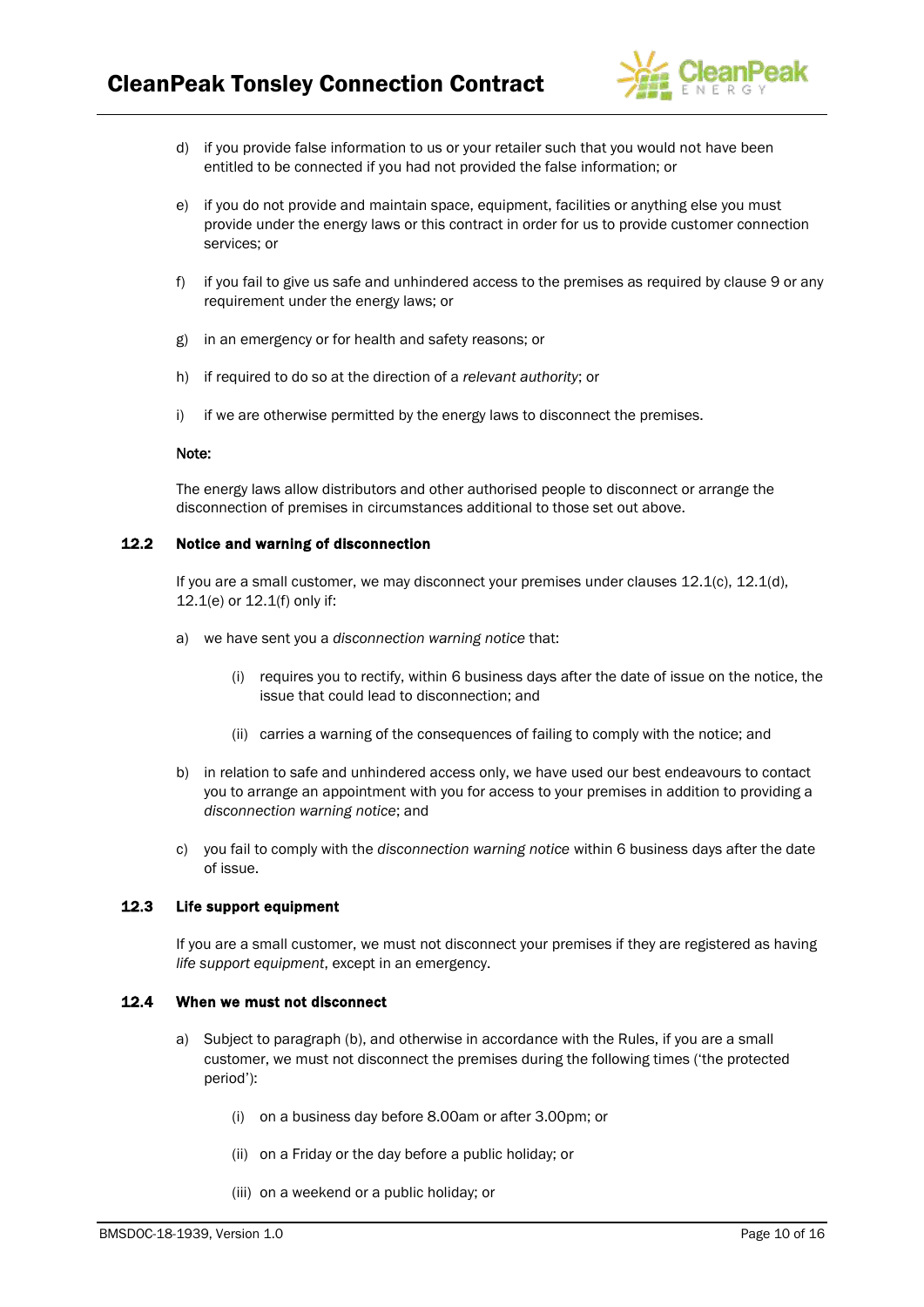d) if you provide false information to us or your retailer such that you would not have been entitled to be connected if you had not provided the false information; or

e) if you do not provide and maintain space, equipment, facilities or anything else you must provide under the energy laws or this contract in order for us to provide customer connection services; or

f) if you fail to give us safe and unhindered access to the premises as required by clause 9 or any requirement under the energy laws; or

g) in an emergency or for health and safety reasons; or

h) if required to do so at the direction of a *relevant authority*; or

i) if we are otherwise permitted by the energy laws to disconnect the premises.

**Note:**

The energy laws allow distributors and other authorised people to disconnect or arrange the disconnection of premises in circumstances additional to those set out above.

### 12.2 Notice and warning of disconnection

If you are a small customer, we may disconnect your premises under clauses 12.1(c), 12.1(d), 12.1(e) or 12.1(f) only if:

a) we have sent you a *disconnection warning notice* that:

   (i) requires you to rectify, within 6 business days after the date of issue on the notice, the issue that could lead to disconnection; and

   (ii) carries a warning of the consequences of failing to comply with the notice; and

b) in relation to safe and unhindered access only, we have used our best endeavours to contact you to arrange an appointment with you for access to your premises in addition to providing a *disconnection warning notice*; and

c) you fail to comply with the *disconnection warning notice* within 6 business days after the date of issue.

### 12.3 Life support equipment

If you are a small customer, we must not disconnect your premises if they are registered as having *life support equipment*, except in an emergency.

### 12.4 When we must not disconnect

a) Subject to paragraph (b), and otherwise in accordance with the Rules, if you are a small customer, we must not disconnect the premises during the following times ('the protected period'):

   (i) on a business day before 8.00am or after 3.00pm; or

   (ii) on a Friday or the day before a public holiday; or

   (iii) on a weekend or a public holiday; or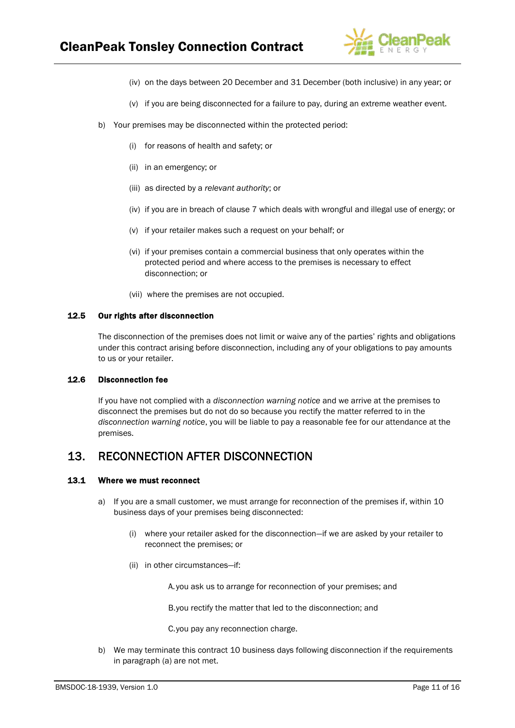(iv) on the days between 20 December and 31 December (both inclusive) in any year; or

(v) if you are being disconnected for a failure to pay, during an extreme weather event.

b) Your premises may be disconnected within the protected period:

(i) for reasons of health and safety; or

(ii) in an emergency; or

(iii) as directed by a *relevant authority*; or

(iv) if you are in breach of clause 7 which deals with wrongful and illegal use of energy; or

(v) if your retailer makes such a request on your behalf; or

(vi) if your premises contain a commercial business that only operates within the protected period and where access to the premises is necessary to effect disconnection; or

(vii) where the premises are not occupied.

### 12.5 Our rights after disconnection

The disconnection of the premises does not limit or waive any of the parties' rights and obligations under this contract arising before disconnection, including any of your obligations to pay amounts to us or your retailer.

### 12.6 Disconnection fee

If you have not complied with a *disconnection warning notice* and we arrive at the premises to disconnect the premises but do not do so because you rectify the matter referred to in the *disconnection warning notice*, you will be liable to pay a reasonable fee for our attendance at the premises.

## 13. RECONNECTION AFTER DISCONNECTION

### 13.1 Where we must reconnect

a) If you are a small customer, we must arrange for reconnection of the premises if, within 10 business days of your premises being disconnected:

(i) where your retailer asked for the disconnection—if we are asked by your retailer to reconnect the premises; or

(ii) in other circumstances—if:

A. you ask us to arrange for reconnection of your premises; and

B. you rectify the matter that led to the disconnection; and

C. you pay any reconnection charge.

b) We may terminate this contract 10 business days following disconnection if the requirements in paragraph (a) are not met.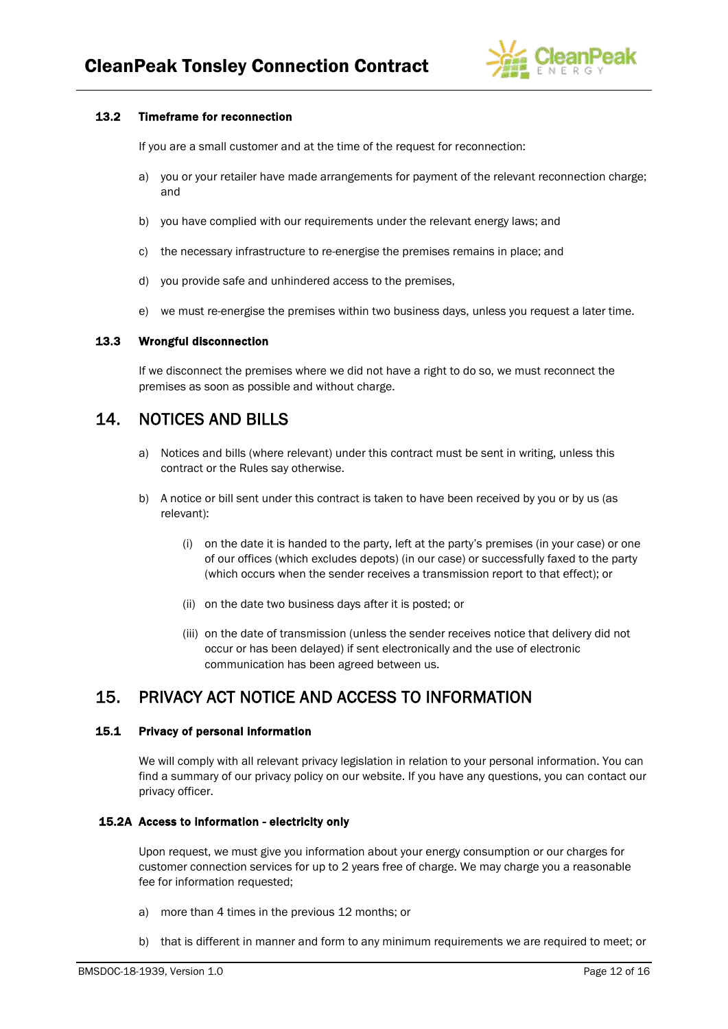### 13.2 Timeframe for reconnection

If you are a small customer and at the time of the request for reconnection:

a) you or your retailer have made arrangements for payment of the relevant reconnection charge; and

b) you have complied with our requirements under the relevant energy laws; and

c) the necessary infrastructure to re-energise the premises remains in place; and

d) you provide safe and unhindered access to the premises,

e) we must re-energise the premises within two business days, unless you request a later time.

### 13.3 Wrongful disconnection

If we disconnect the premises where we did not have a right to do so, we must reconnect the premises as soon as possible and without charge.

## 14. NOTICES AND BILLS

a) Notices and bills (where relevant) under this contract must be sent in writing, unless this contract or the Rules say otherwise.

b) A notice or bill sent under this contract is taken to have been received by you or by us (as relevant):

   (i) on the date it is handed to the party, left at the party's premises (in your case) or one of our offices (which excludes depots) (in our case) or successfully faxed to the party (which occurs when the sender receives a transmission report to that effect); or

   (ii) on the date two business days after it is posted; or

   (iii) on the date of transmission (unless the sender receives notice that delivery did not occur or has been delayed) if sent electronically and the use of electronic communication has been agreed between us.

## 15. PRIVACY ACT NOTICE AND ACCESS TO INFORMATION

### 15.1 Privacy of personal information

We will comply with all relevant privacy legislation in relation to your personal information. You can find a summary of our privacy policy on our website. If you have any questions, you can contact our privacy officer.

### 15.2A Access to information - electricity only

Upon request, we must give you information about your energy consumption or our charges for customer connection services for up to 2 years free of charge. We may charge you a reasonable fee for information requested;

a) more than 4 times in the previous 12 months; or

b) that is different in manner and form to any minimum requirements we are required to meet; or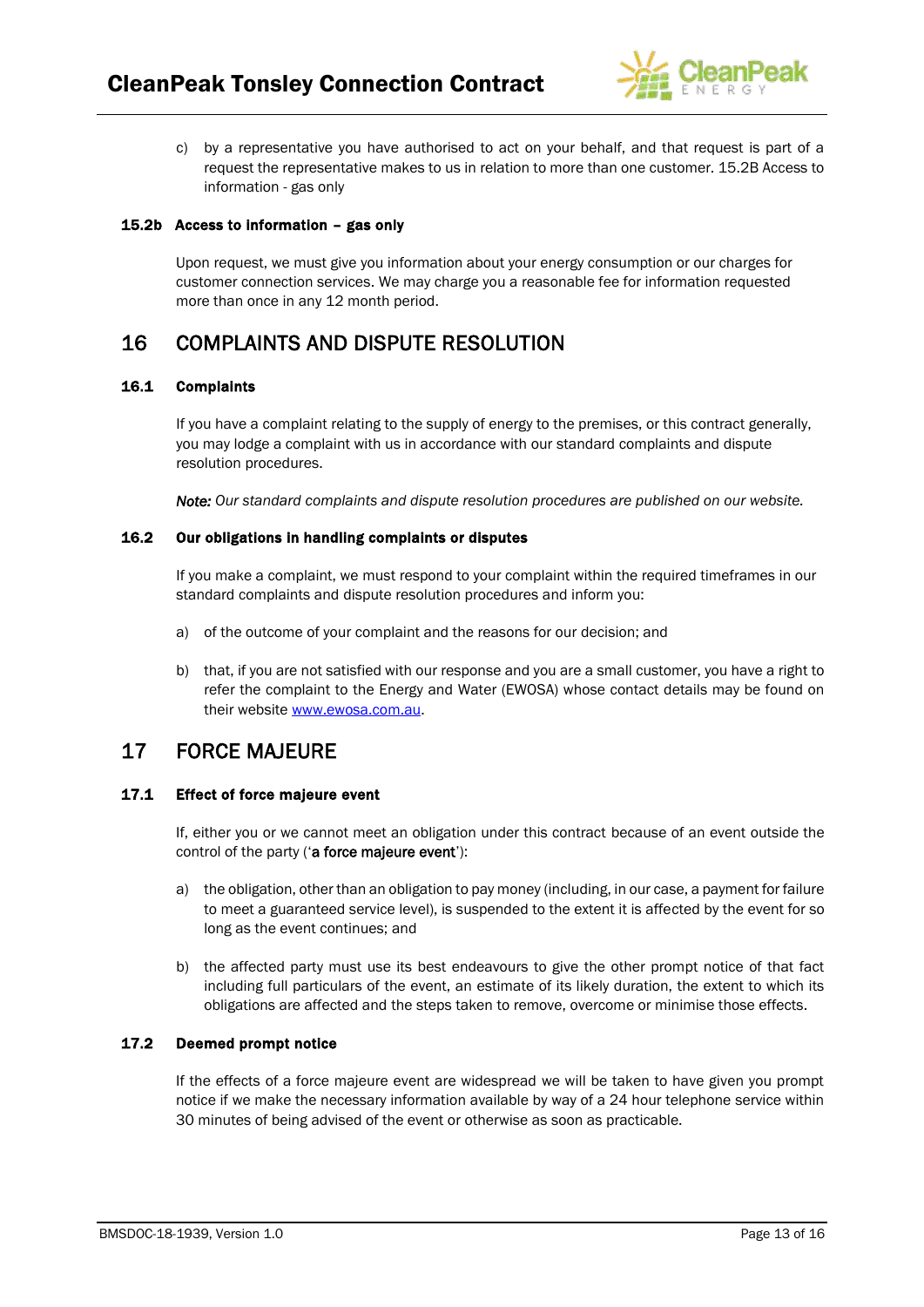c) by a representative you have authorised to act on your behalf, and that request is part of a request the representative makes to us in relation to more than one customer. 15.2B Access to information - gas only

### 15.2b Access to information – gas only

Upon request, we must give you information about your energy consumption or our charges for customer connection services. We may charge you a reasonable fee for information requested more than once in any 12 month period.

## 16 COMPLAINTS AND DISPUTE RESOLUTION

### 16.1 Complaints

If you have a complaint relating to the supply of energy to the premises, or this contract generally, you may lodge a complaint with us in accordance with our standard complaints and dispute resolution procedures.

*Note: Our standard complaints and dispute resolution procedures are published on our website.*

### 16.2 Our obligations in handling complaints or disputes

If you make a complaint, we must respond to your complaint within the required timeframes in our standard complaints and dispute resolution procedures and inform you:

a) of the outcome of your complaint and the reasons for our decision; and

b) that, if you are not satisfied with our response and you are a small customer, you have a right to refer the complaint to the Energy and Water (EWOSA) whose contact details may be found on their website www.ewosa.com.au.

## 17 FORCE MAJEURE

### 17.1 Effect of force majeure event

If, either you or we cannot meet an obligation under this contract because of an event outside the control of the party ('**a force majeure event**'):

a) the obligation, other than an obligation to pay money (including, in our case, a payment for failure to meet a guaranteed service level), is suspended to the extent it is affected by the event for so long as the event continues; and

b) the affected party must use its best endeavours to give the other prompt notice of that fact including full particulars of the event, an estimate of its likely duration, the extent to which its obligations are affected and the steps taken to remove, overcome or minimise those effects.

### 17.2 Deemed prompt notice

If the effects of a force majeure event are widespread we will be taken to have given you prompt notice if we make the necessary information available by way of a 24 hour telephone service within 30 minutes of being advised of the event or otherwise as soon as practicable.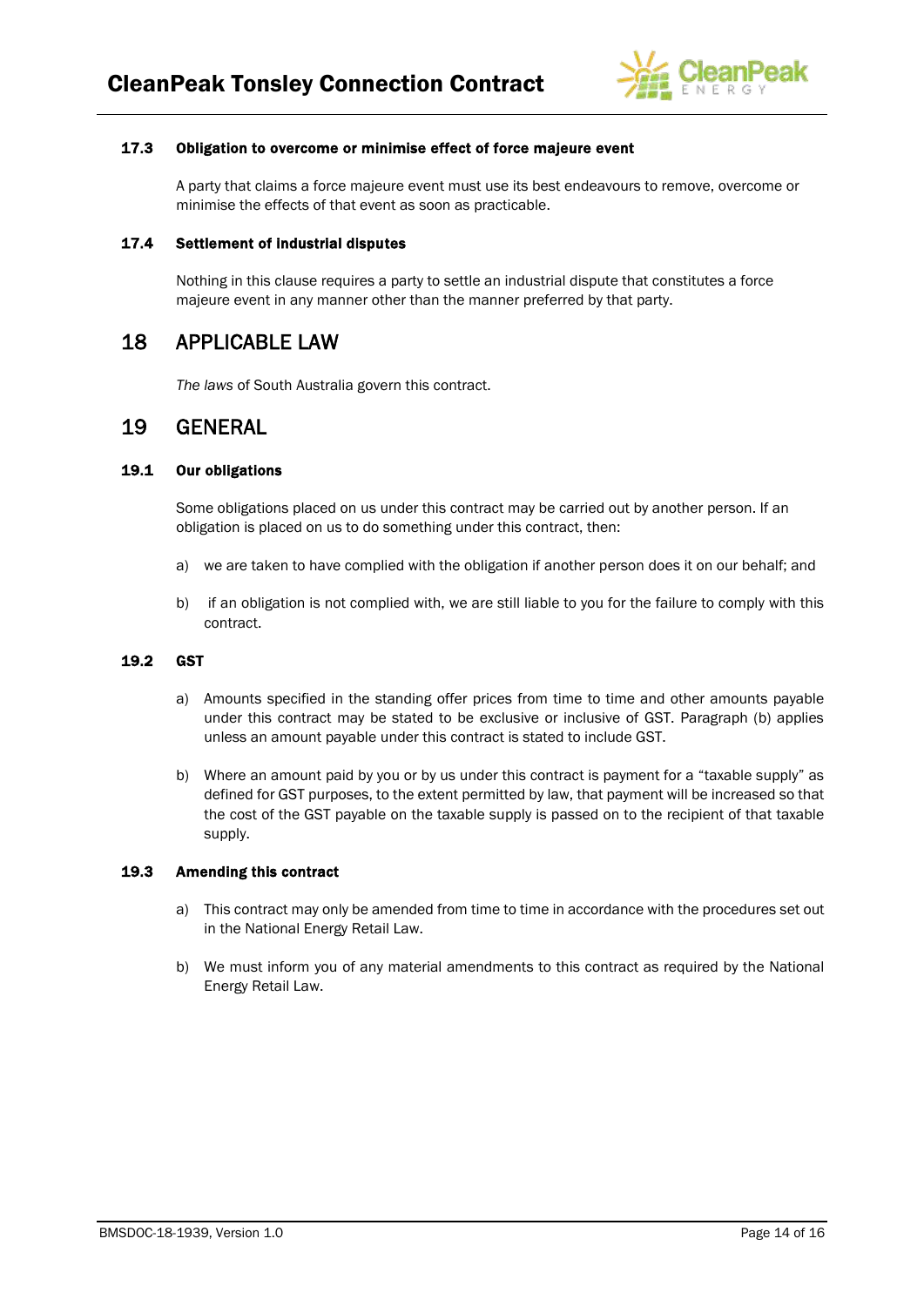### 17.3 Obligation to overcome or minimise effect of force majeure event

A party that claims a force majeure event must use its best endeavours to remove, overcome or minimise the effects of that event as soon as practicable.

### 17.4 Settlement of industrial disputes

Nothing in this clause requires a party to settle an industrial dispute that constitutes a force majeure event in any manner other than the manner preferred by that party.

## 18 APPLICABLE LAW

*The laws* of South Australia govern this contract.

## 19 GENERAL

### 19.1 Our obligations

Some obligations placed on us under this contract may be carried out by another person. If an obligation is placed on us to do something under this contract, then:

a) we are taken to have complied with the obligation if another person does it on our behalf; and

b) if an obligation is not complied with, we are still liable to you for the failure to comply with this contract.

### 19.2 GST

a) Amounts specified in the standing offer prices from time to time and other amounts payable under this contract may be stated to be exclusive or inclusive of GST. Paragraph (b) applies unless an amount payable under this contract is stated to include GST.

b) Where an amount paid by you or by us under this contract is payment for a "taxable supply" as defined for GST purposes, to the extent permitted by law, that payment will be increased so that the cost of the GST payable on the taxable supply is passed on to the recipient of that taxable supply.

### 19.3 Amending this contract

a) This contract may only be amended from time to time in accordance with the procedures set out in the National Energy Retail Law.

b) We must inform you of any material amendments to this contract as required by the National Energy Retail Law.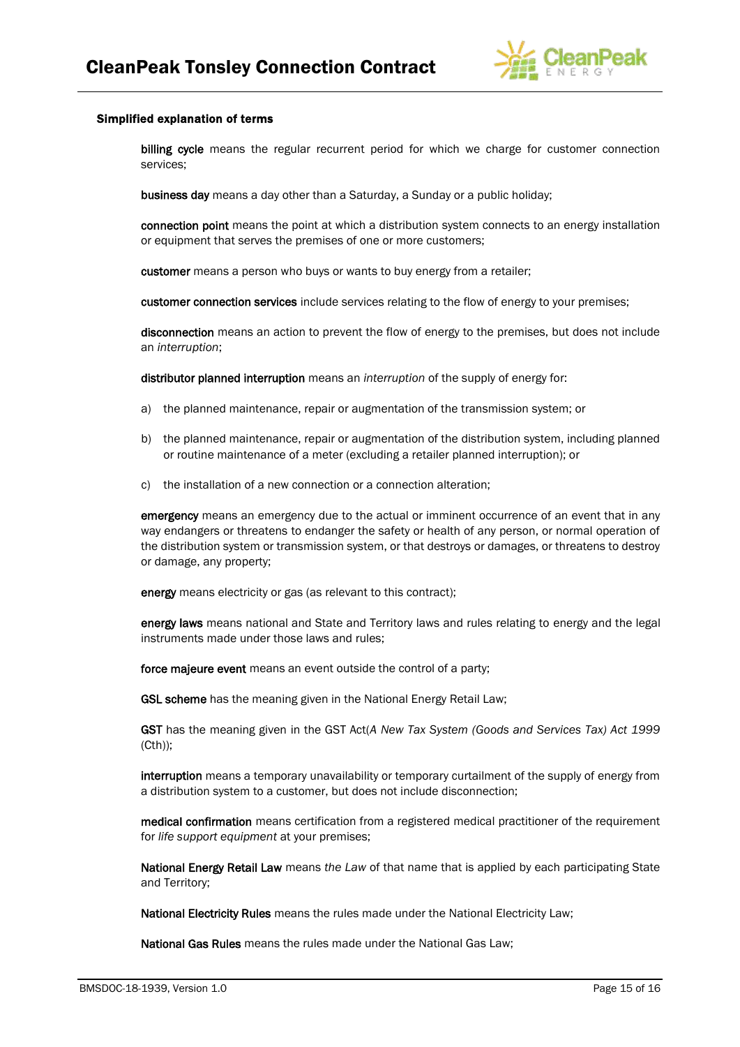#### Simplified explanation of terms

**billing cycle** means the regular recurrent period for which we charge for customer connection services;

**business day** means a day other than a Saturday, a Sunday or a public holiday;

**connection point** means the point at which a distribution system connects to an energy installation or equipment that serves the premises of one or more customers;

**customer** means a person who buys or wants to buy energy from a retailer;

**customer connection services** include services relating to the flow of energy to your premises;

**disconnection** means an action to prevent the flow of energy to the premises, but does not include an *interruption*;

**distributor planned interruption** means an *interruption* of the supply of energy for:

a) the planned maintenance, repair or augmentation of the transmission system; or

b) the planned maintenance, repair or augmentation of the distribution system, including planned or routine maintenance of a meter (excluding a retailer planned interruption); or

c) the installation of a new connection or a connection alteration;

**emergency** means an emergency due to the actual or imminent occurrence of an event that in any way endangers or threatens to endanger the safety or health of any person, or normal operation of the distribution system or transmission system, or that destroys or damages, or threatens to destroy or damage, any property;

**energy** means electricity or gas (as relevant to this contract);

**energy laws** means national and State and Territory laws and rules relating to energy and the legal instruments made under those laws and rules;

**force majeure event** means an event outside the control of a party;

**GSL scheme** has the meaning given in the National Energy Retail Law;

**GST** has the meaning given in the GST Act(*A New Tax System (Goods and Services Tax) Act 1999* (Cth));

**interruption** means a temporary unavailability or temporary curtailment of the supply of energy from a distribution system to a customer, but does not include disconnection;

**medical confirmation** means certification from a registered medical practitioner of the requirement for *life support equipment* at your premises;

**National Energy Retail Law** means *the Law* of that name that is applied by each participating State and Territory;

**National Electricity Rules** means the rules made under the National Electricity Law;

**National Gas Rules** means the rules made under the National Gas Law;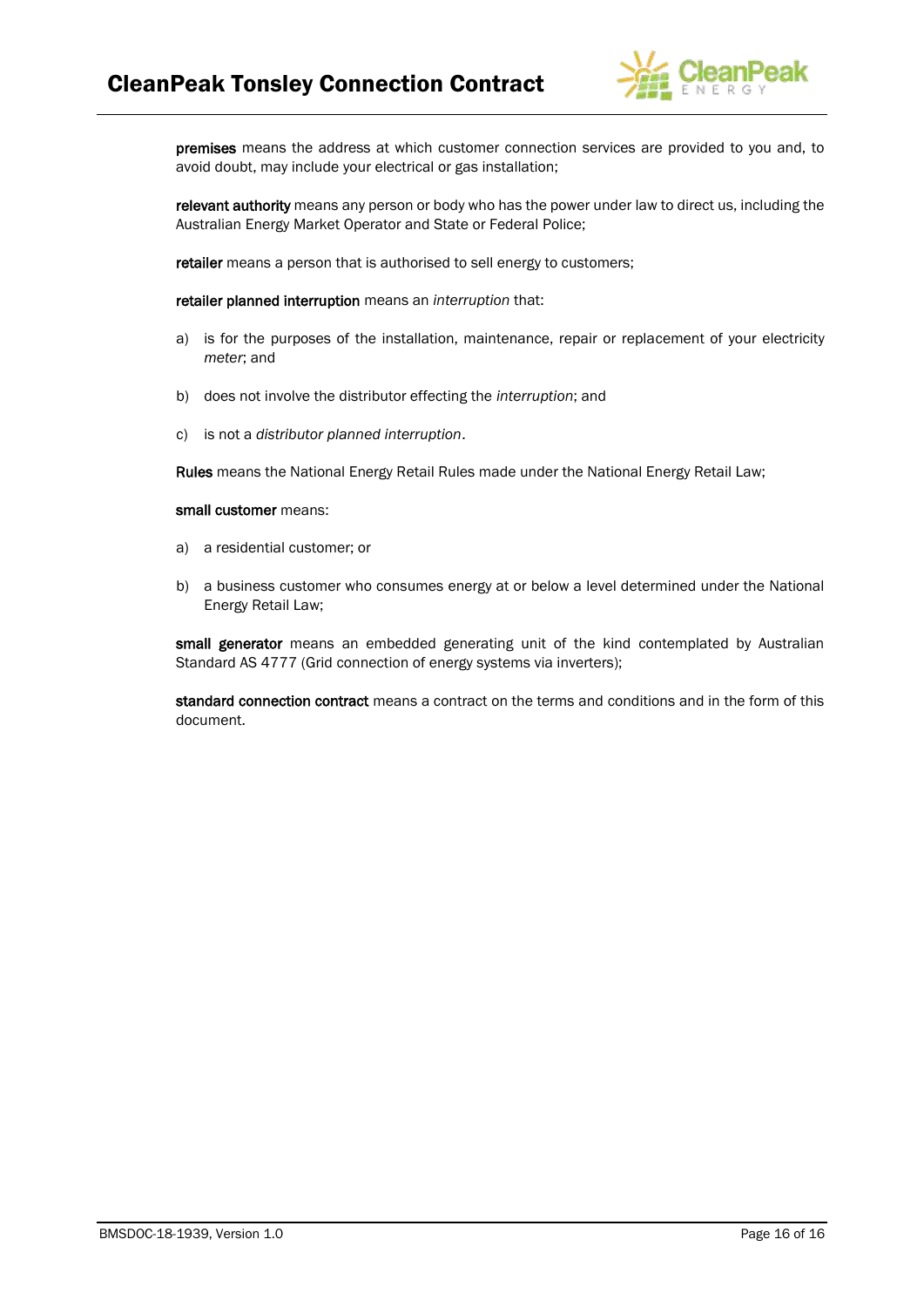**premises** means the address at which customer connection services are provided to you and, to avoid doubt, may include your electrical or gas installation;

**relevant authority** means any person or body who has the power under law to direct us, including the Australian Energy Market Operator and State or Federal Police;

**retailer** means a person that is authorised to sell energy to customers;

**retailer planned interruption** means an *interruption* that:

a) is for the purposes of the installation, maintenance, repair or replacement of your electricity *meter*; and

b) does not involve the distributor effecting the *interruption*; and

c) is not a *distributor planned interruption*.

**Rules** means the National Energy Retail Rules made under the National Energy Retail Law;

**small customer** means:

a) a residential customer; or

b) a business customer who consumes energy at or below a level determined under the National Energy Retail Law;

**small generator** means an embedded generating unit of the kind contemplated by Australian Standard AS 4777 (Grid connection of energy systems via inverters);

**standard connection contract** means a contract on the terms and conditions and in the form of this document.